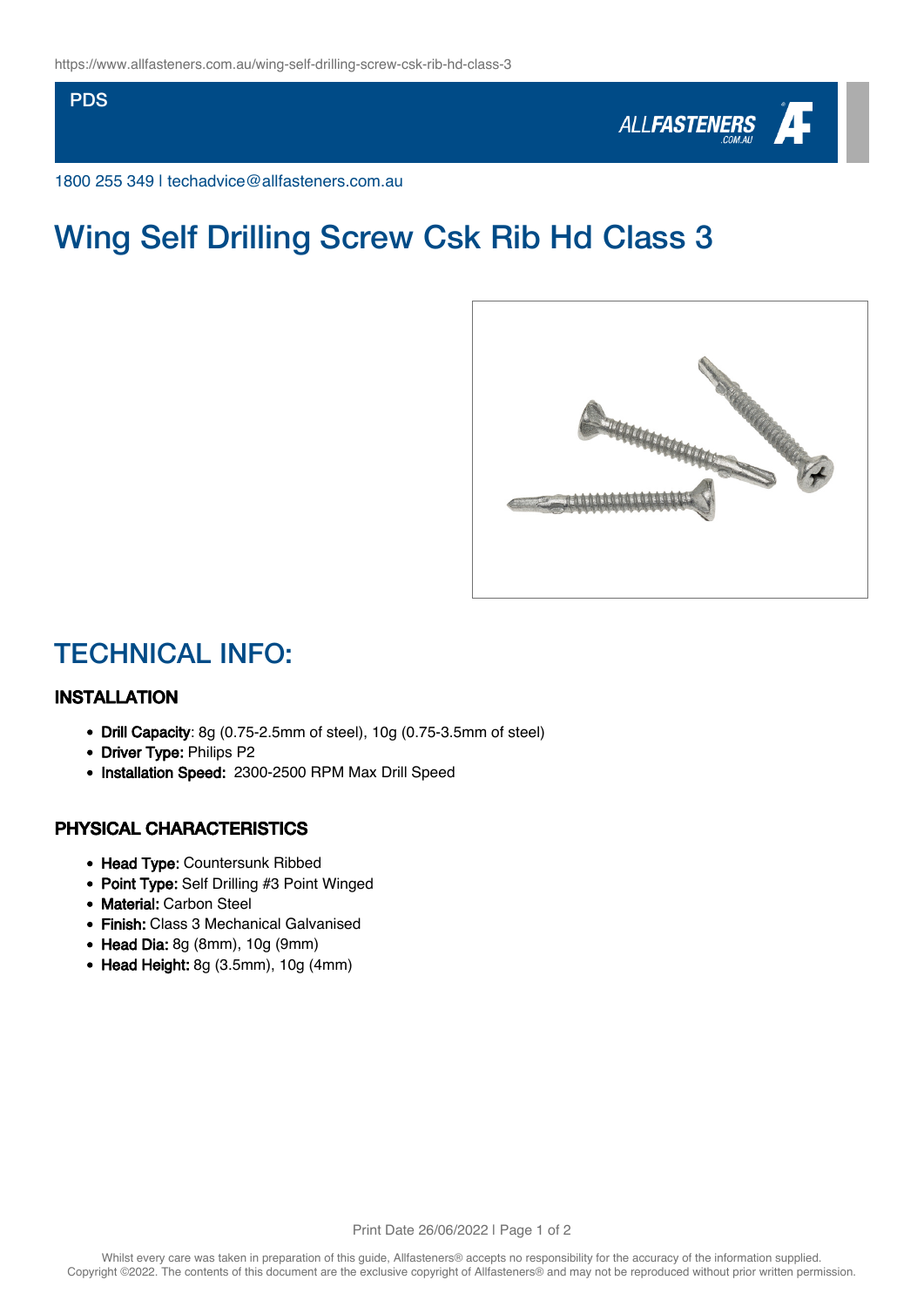PDS

1800 255 349 | techadvice@allfasteners.com.au

# Wing Self Drilling Screw Csk Rib Hd Class 3

## TECHNICAL INFO:

### INSTALLATION

- **Drill Capacity**: 8g (0.75-2.5mm of steel), 10g (0.75-3.5mm of steel)
- **Driver Type:** Philips P2
- **Installation Speed:** 2300-2500 RPM Max Drill Speed

### PHYSICAL CHARACTERISTICS

- **Head Type:** Countersunk Ribbed
- **Point Type:** Self Drilling #3 Point Winged
- **Material:** Carbon Steel
- **Finish:** Class 3 Mechanical Galvanised
- **Head Dia:** 8g (8mm), 10g (9mm)
- **Head Height:** 8g (3.5mm), 10g (4mm)

Whilst every care was taken in preparation of this guide, Allfasteners® accepts no responsibility for the accuracy of the information supplied. Copyright ©2022. The contents of this document are the exclusive copyright of Allfasteners® and may not be reproduced without prior written permission.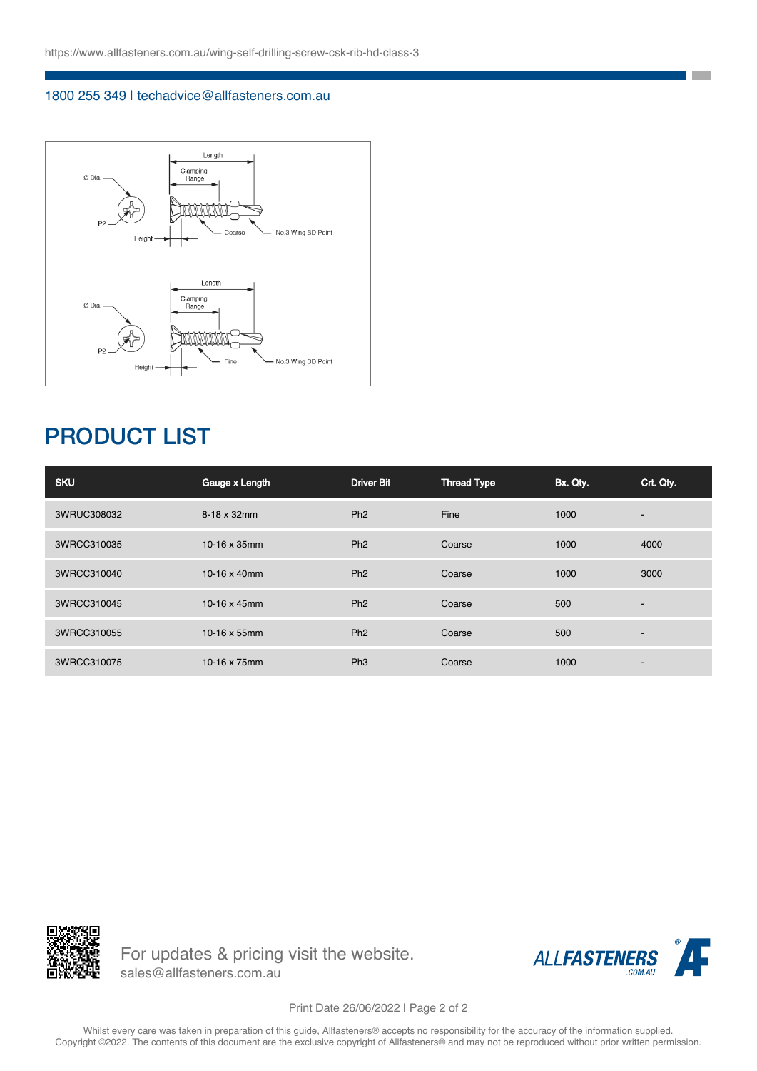1800 255 349 | techadvice@allfasteners.com.au

Length
Clamping Range
Ø Dia.
P2
Height
Coarse
No.3 Wing SD Point

Length
Clamping Range
Ø Dia.
P2
Height
Fine
No.3 Wing SD Point

# PRODUCT LIST

| SKU | Gauge x Length | Driver Bit | Thread Type | Bx. Qty. | Crt. Qty. |
|---|---|---|---|---|---|
| 3WRUC308032 | 8-18 x 32mm | Ph2 | Fine | 1000 | - |
| 3WRCC310035 | 10-16 x 35mm | Ph2 | Coarse | 1000 | 4000 |
| 3WRCC310040 | 10-16 x 40mm | Ph2 | Coarse | 1000 | 3000 |
| 3WRCC310045 | 10-16 x 45mm | Ph2 | Coarse | 500 | - |
| 3WRCC310055 | 10-16 x 55mm | Ph2 | Coarse | 500 | - |
| 3WRCC310075 | 10-16 x 75mm | Ph3 | Coarse | 1000 | - |

For updates & pricing visit the website.
sales@allfasteners.com.au

Whilst every care was taken in preparation of this guide, Allfasteners® accepts no responsibility for the accuracy of the information supplied. Copyright ©2022. The contents of this document are the exclusive copyright of Allfasteners® and may not be reproduced without prior written permission.